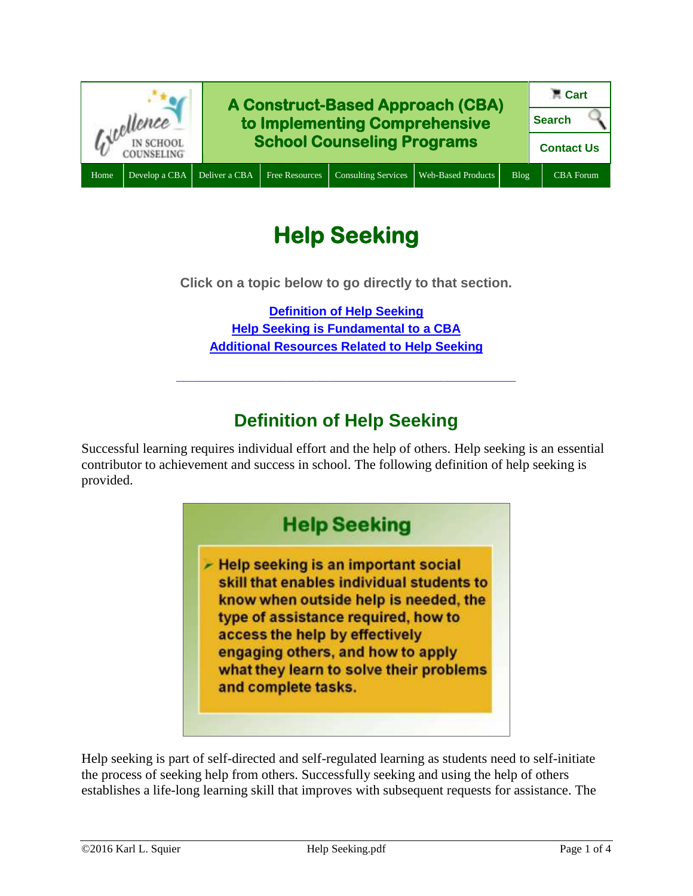A Construct-Based Approach (CBA) to Implementing Comprehensive School Counseling Programs

Cart | Search | Contact Us

Home | Develop a CBA | Deliver a CBA | Free Resources | Consulting Services | Web-Based Products | Blog | CBA Forum

# Help Seeking

**Click on a topic below to go directly to that section.**

[Definition of Help Seeking](#definition-of-help-seeking)
[Help Seeking is Fundamental to a CBA](#help-seeking-is-fundamental-to-a-cba)
[Additional Resources Related to Help Seeking](#additional-resources-related-to-help-seeking)

---

## Definition of Help Seeking

Successful learning requires individual effort and the help of others. Help seeking is an essential contributor to achievement and success in school. The following definition of help seeking is provided.

> **Help Seeking**
>
> - Help seeking is an important social skill that enables individual students to know when outside help is needed, the type of assistance required, how to access the help by effectively engaging others, and how to apply what they learn to solve their problems and complete tasks.

Help seeking is part of self-directed and self-regulated learning as students need to self-initiate the process of seeking help from others. Successfully seeking and using the help of others establishes a life-long learning skill that improves with subsequent requests for assistance. The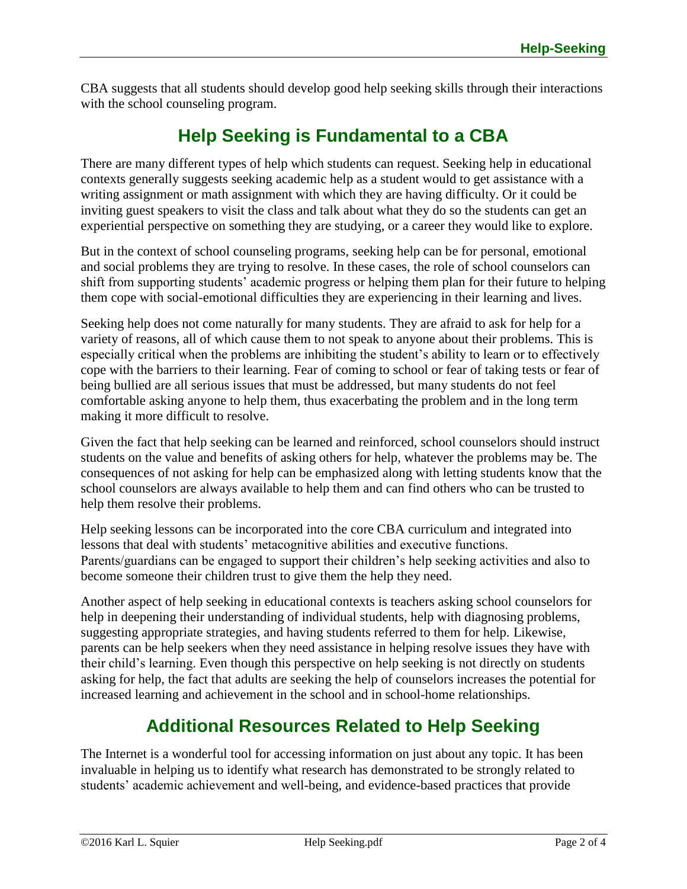CBA suggests that all students should develop good help seeking skills through their interactions with the school counseling program.

## Help Seeking is Fundamental to a CBA

There are many different types of help which students can request. Seeking help in educational contexts generally suggests seeking academic help as a student would to get assistance with a writing assignment or math assignment with which they are having difficulty. Or it could be inviting guest speakers to visit the class and talk about what they do so the students can get an experiential perspective on something they are studying, or a career they would like to explore.

But in the context of school counseling programs, seeking help can be for personal, emotional and social problems they are trying to resolve. In these cases, the role of school counselors can shift from supporting students' academic progress or helping them plan for their future to helping them cope with social-emotional difficulties they are experiencing in their learning and lives.

Seeking help does not come naturally for many students. They are afraid to ask for help for a variety of reasons, all of which cause them to not speak to anyone about their problems. This is especially critical when the problems are inhibiting the student's ability to learn or to effectively cope with the barriers to their learning. Fear of coming to school or fear of taking tests or fear of being bullied are all serious issues that must be addressed, but many students do not feel comfortable asking anyone to help them, thus exacerbating the problem and in the long term making it more difficult to resolve.

Given the fact that help seeking can be learned and reinforced, school counselors should instruct students on the value and benefits of asking others for help, whatever the problems may be. The consequences of not asking for help can be emphasized along with letting students know that the school counselors are always available to help them and can find others who can be trusted to help them resolve their problems.

Help seeking lessons can be incorporated into the core CBA curriculum and integrated into lessons that deal with students' metacognitive abilities and executive functions. Parents/guardians can be engaged to support their children's help seeking activities and also to become someone their children trust to give them the help they need.

Another aspect of help seeking in educational contexts is teachers asking school counselors for help in deepening their understanding of individual students, help with diagnosing problems, suggesting appropriate strategies, and having students referred to them for help. Likewise, parents can be help seekers when they need assistance in helping resolve issues they have with their child's learning. Even though this perspective on help seeking is not directly on students asking for help, the fact that adults are seeking the help of counselors increases the potential for increased learning and achievement in the school and in school-home relationships.

## Additional Resources Related to Help Seeking

The Internet is a wonderful tool for accessing information on just about any topic. It has been invaluable in helping us to identify what research has demonstrated to be strongly related to students' academic achievement and well-being, and evidence-based practices that provide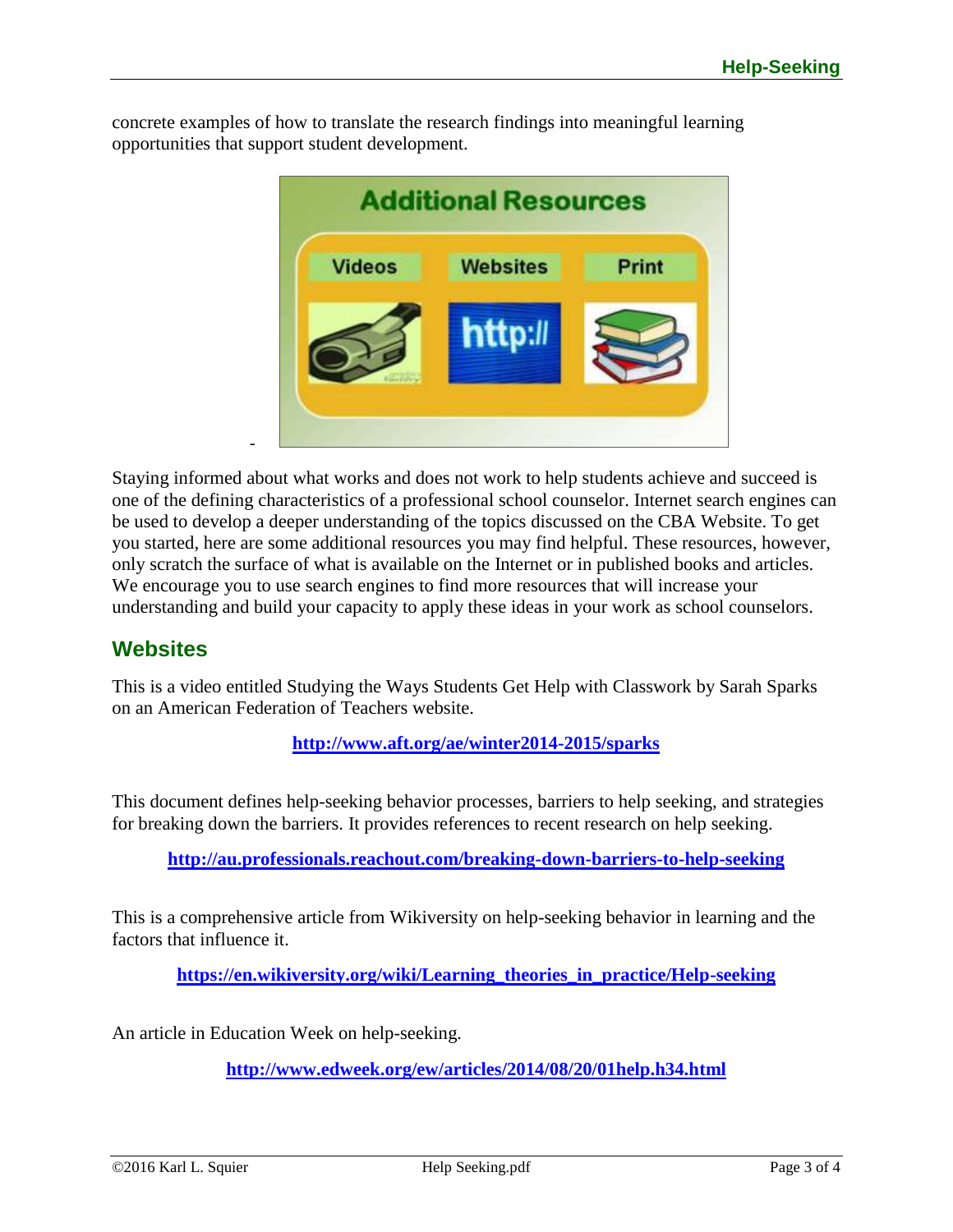concrete examples of how to translate the research findings into meaningful learning opportunities that support student development.

Staying informed about what works and does not work to help students achieve and succeed is one of the defining characteristics of a professional school counselor. Internet search engines can be used to develop a deeper understanding of the topics discussed on the CBA Website. To get you started, here are some additional resources you may find helpful. These resources, however, only scratch the surface of what is available on the Internet or in published books and articles. We encourage you to use search engines to find more resources that will increase your understanding and build your capacity to apply these ideas in your work as school counselors.

## Websites

This is a video entitled Studying the Ways Students Get Help with Classwork by Sarah Sparks on an American Federation of Teachers website.

**http://www.aft.org/ae/winter2014-2015/sparks**

This document defines help-seeking behavior processes, barriers to help seeking, and strategies for breaking down the barriers. It provides references to recent research on help seeking.

**http://au.professionals.reachout.com/breaking-down-barriers-to-help-seeking**

This is a comprehensive article from Wikiversity on help-seeking behavior in learning and the factors that influence it.

**https://en.wikiversity.org/wiki/Learning_theories_in_practice/Help-seeking**

An article in Education Week on help-seeking.

**http://www.edweek.org/ew/articles/2014/08/20/01help.h34.html**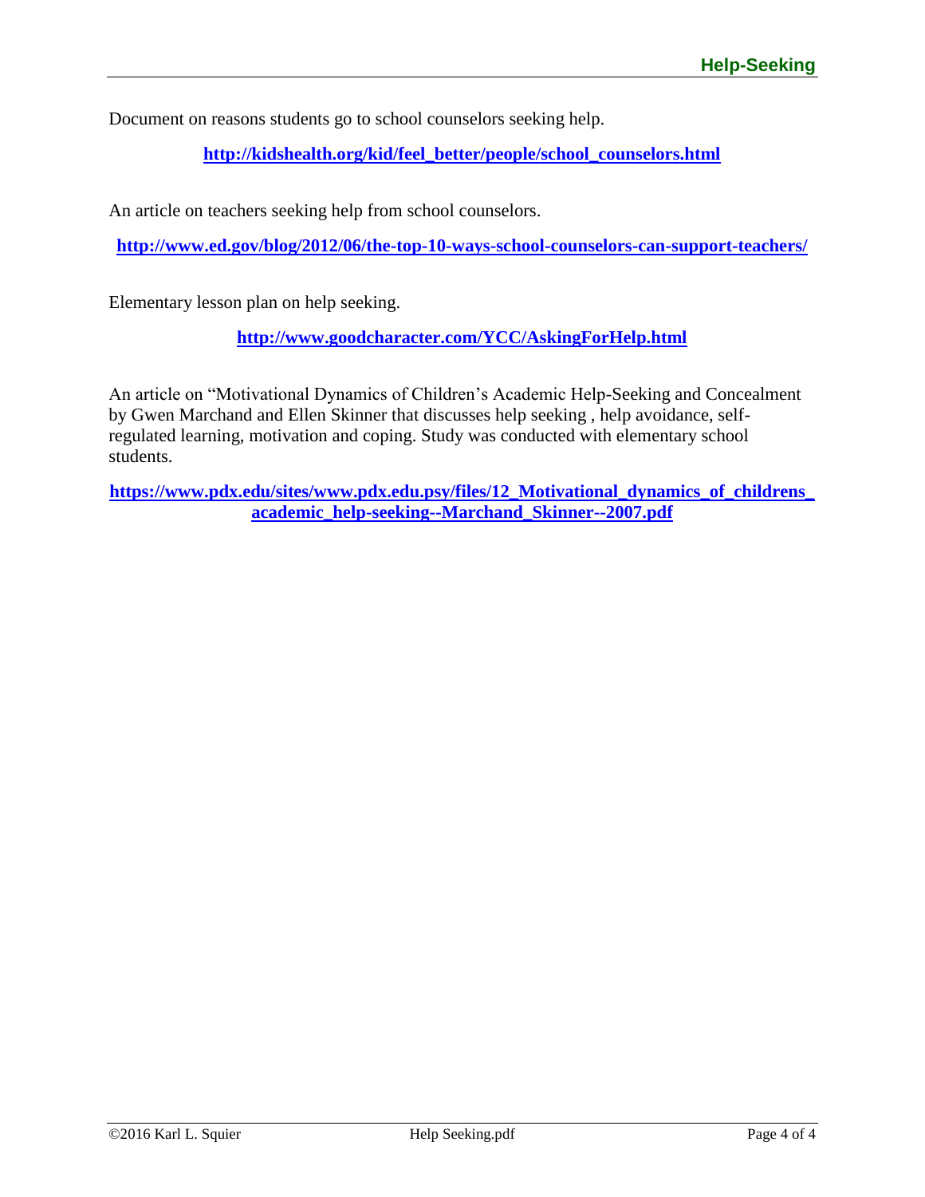Document on reasons students go to school counselors seeking help.

**http://kidshealth.org/kid/feel_better/people/school_counselors.html**

An article on teachers seeking help from school counselors.

**http://www.ed.gov/blog/2012/06/the-top-10-ways-school-counselors-can-support-teachers/**

Elementary lesson plan on help seeking.

**http://www.goodcharacter.com/YCC/AskingForHelp.html**

An article on "Motivational Dynamics of Children's Academic Help-Seeking and Concealment by Gwen Marchand and Ellen Skinner that discusses help seeking , help avoidance, self-regulated learning, motivation and coping. Study was conducted with elementary school students.

**https://www.pdx.edu/sites/www.pdx.edu.psy/files/12_Motivational_dynamics_of_childrens_academic_help-seeking--Marchand_Skinner--2007.pdf**